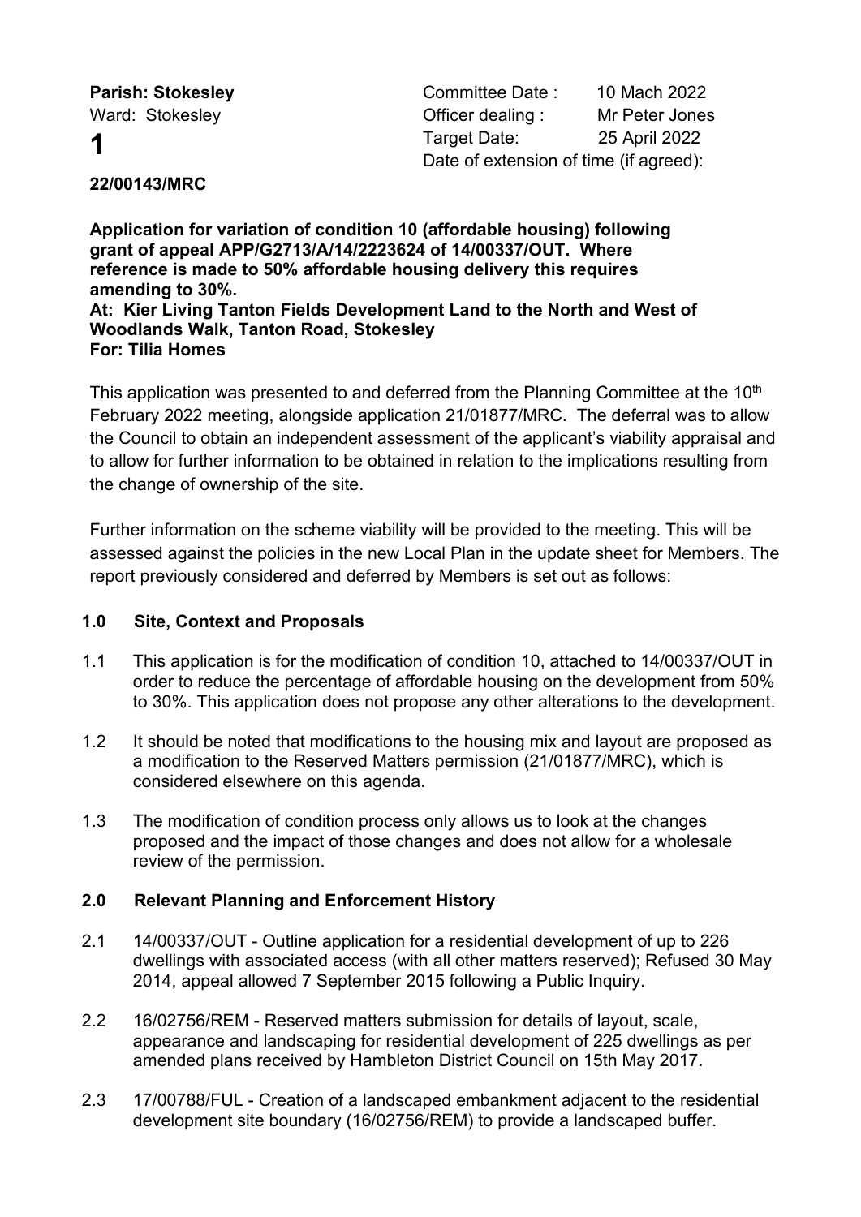**Parish: Stokesley**
Ward: Stokesley

# 1

Committee Date : 10 Mach 2022
Officer dealing : Mr Peter Jones
Target Date: 25 April 2022
Date of extension of time (if agreed):

**22/00143/MRC**

**Application for variation of condition 10 (affordable housing) following grant of appeal APP/G2713/A/14/2223624 of 14/00337/OUT. Where reference is made to 50% affordable housing delivery this requires amending to 30%.**
**At: Kier Living Tanton Fields Development Land to the North and West of Woodlands Walk, Tanton Road, Stokesley**
**For: Tilia Homes**

This application was presented to and deferred from the Planning Committee at the 10th February 2022 meeting, alongside application 21/01877/MRC. The deferral was to allow the Council to obtain an independent assessment of the applicant's viability appraisal and to allow for further information to be obtained in relation to the implications resulting from the change of ownership of the site.

Further information on the scheme viability will be provided to the meeting. This will be assessed against the policies in the new Local Plan in the update sheet for Members. The report previously considered and deferred by Members is set out as follows:

## 1.0 Site, Context and Proposals

1.1 This application is for the modification of condition 10, attached to 14/00337/OUT in order to reduce the percentage of affordable housing on the development from 50% to 30%. This application does not propose any other alterations to the development.

1.2 It should be noted that modifications to the housing mix and layout are proposed as a modification to the Reserved Matters permission (21/01877/MRC), which is considered elsewhere on this agenda.

1.3 The modification of condition process only allows us to look at the changes proposed and the impact of those changes and does not allow for a wholesale review of the permission.

## 2.0 Relevant Planning and Enforcement History

2.1 14/00337/OUT - Outline application for a residential development of up to 226 dwellings with associated access (with all other matters reserved); Refused 30 May 2014, appeal allowed 7 September 2015 following a Public Inquiry.

2.2 16/02756/REM - Reserved matters submission for details of layout, scale, appearance and landscaping for residential development of 225 dwellings as per amended plans received by Hambleton District Council on 15th May 2017.

2.3 17/00788/FUL - Creation of a landscaped embankment adjacent to the residential development site boundary (16/02756/REM) to provide a landscaped buffer.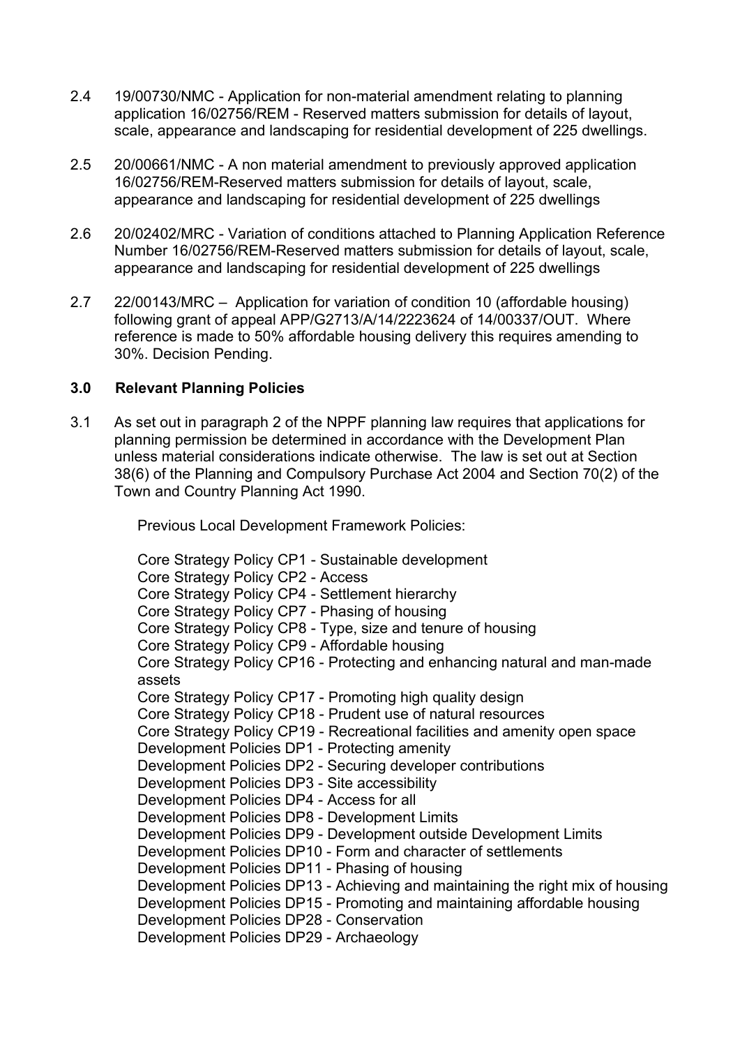2.4 19/00730/NMC - Application for non-material amendment relating to planning application 16/02756/REM - Reserved matters submission for details of layout, scale, appearance and landscaping for residential development of 225 dwellings.

2.5 20/00661/NMC - A non material amendment to previously approved application 16/02756/REM-Reserved matters submission for details of layout, scale, appearance and landscaping for residential development of 225 dwellings

2.6 20/02402/MRC - Variation of conditions attached to Planning Application Reference Number 16/02756/REM-Reserved matters submission for details of layout, scale, appearance and landscaping for residential development of 225 dwellings

2.7 22/00143/MRC – Application for variation of condition 10 (affordable housing) following grant of appeal APP/G2713/A/14/2223624 of 14/00337/OUT. Where reference is made to 50% affordable housing delivery this requires amending to 30%. Decision Pending.

## 3.0 Relevant Planning Policies

3.1 As set out in paragraph 2 of the NPPF planning law requires that applications for planning permission be determined in accordance with the Development Plan unless material considerations indicate otherwise. The law is set out at Section 38(6) of the Planning and Compulsory Purchase Act 2004 and Section 70(2) of the Town and Country Planning Act 1990.

Previous Local Development Framework Policies:

Core Strategy Policy CP1 - Sustainable development
Core Strategy Policy CP2 - Access
Core Strategy Policy CP4 - Settlement hierarchy
Core Strategy Policy CP7 - Phasing of housing
Core Strategy Policy CP8 - Type, size and tenure of housing
Core Strategy Policy CP9 - Affordable housing
Core Strategy Policy CP16 - Protecting and enhancing natural and man-made assets
Core Strategy Policy CP17 - Promoting high quality design
Core Strategy Policy CP18 - Prudent use of natural resources
Core Strategy Policy CP19 - Recreational facilities and amenity open space
Development Policies DP1 - Protecting amenity
Development Policies DP2 - Securing developer contributions
Development Policies DP3 - Site accessibility
Development Policies DP4 - Access for all
Development Policies DP8 - Development Limits
Development Policies DP9 - Development outside Development Limits
Development Policies DP10 - Form and character of settlements
Development Policies DP11 - Phasing of housing
Development Policies DP13 - Achieving and maintaining the right mix of housing
Development Policies DP15 - Promoting and maintaining affordable housing
Development Policies DP28 - Conservation
Development Policies DP29 - Archaeology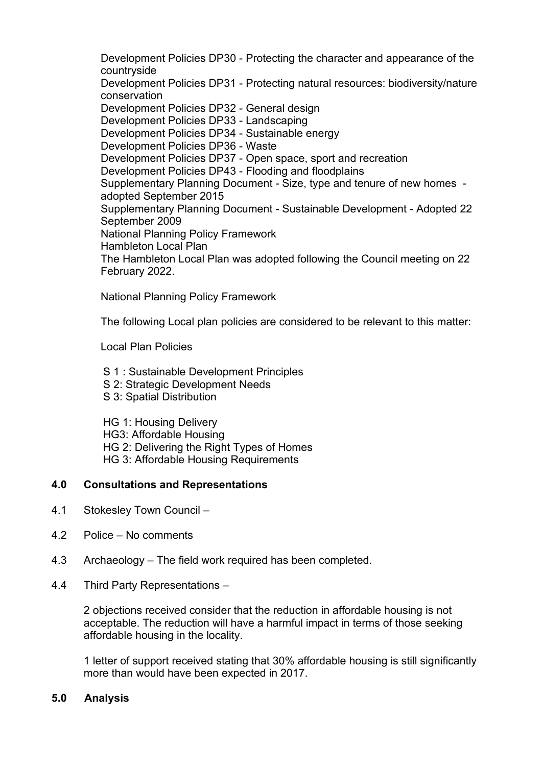Development Policies DP30 - Protecting the character and appearance of the countryside
Development Policies DP31 - Protecting natural resources: biodiversity/nature conservation
Development Policies DP32 - General design
Development Policies DP33 - Landscaping
Development Policies DP34 - Sustainable energy
Development Policies DP36 - Waste
Development Policies DP37 - Open space, sport and recreation
Development Policies DP43 - Flooding and floodplains
Supplementary Planning Document - Size, type and tenure of new homes - adopted September 2015
Supplementary Planning Document - Sustainable Development - Adopted 22 September 2009
National Planning Policy Framework
Hambleton Local Plan
The Hambleton Local Plan was adopted following the Council meeting on 22 February 2022.

National Planning Policy Framework

The following Local plan policies are considered to be relevant to this matter:

Local Plan Policies

S 1 : Sustainable Development Principles
S 2: Strategic Development Needs
S 3: Spatial Distribution

HG 1: Housing Delivery
HG3: Affordable Housing
HG 2: Delivering the Right Types of Homes
HG 3: Affordable Housing Requirements

## 4.0 Consultations and Representations

4.1 Stokesley Town Council –

4.2 Police – No comments

4.3 Archaeology – The field work required has been completed.

4.4 Third Party Representations –

2 objections received consider that the reduction in affordable housing is not acceptable. The reduction will have a harmful impact in terms of those seeking affordable housing in the locality.

1 letter of support received stating that 30% affordable housing is still significantly more than would have been expected in 2017.

## 5.0 Analysis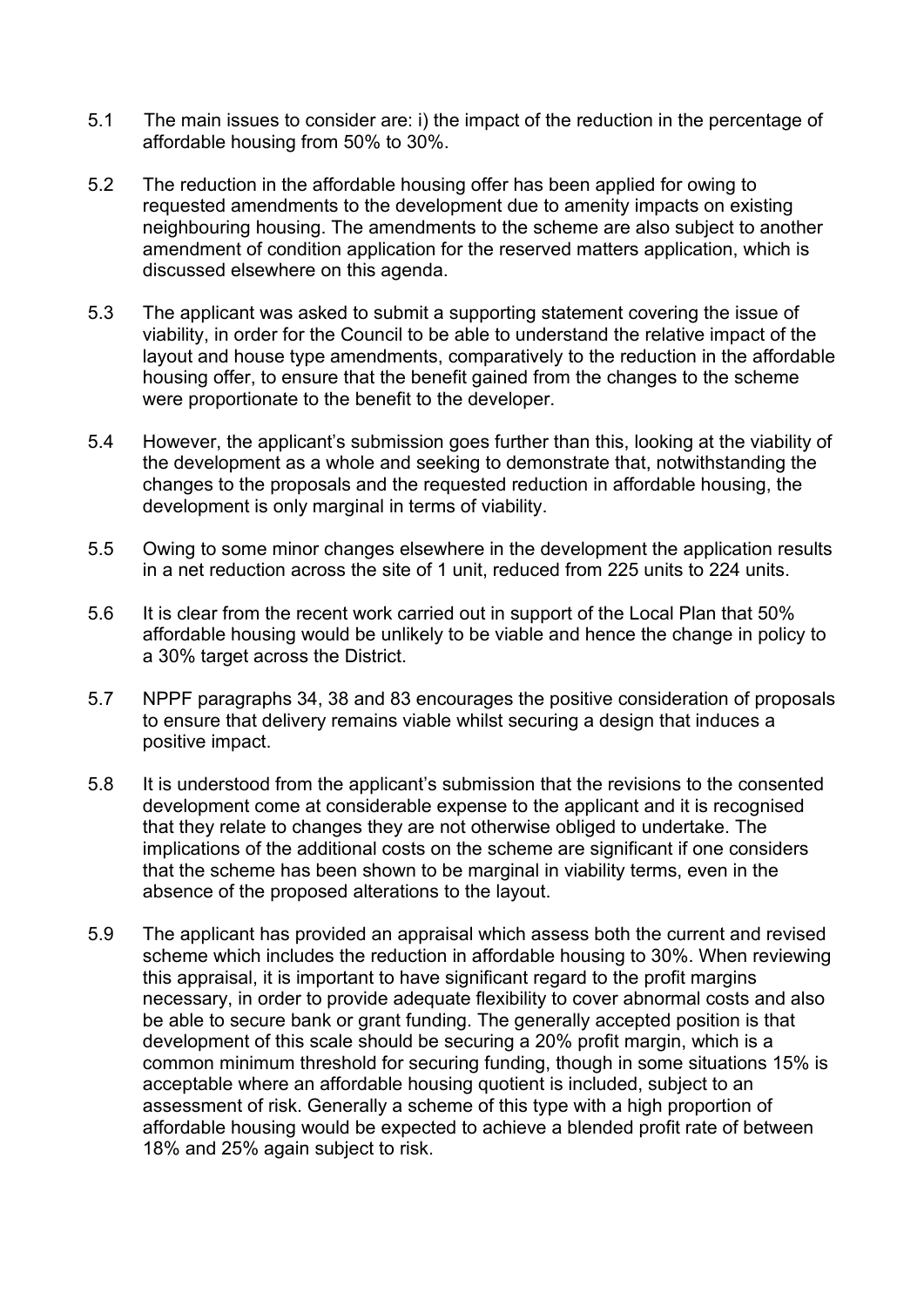5.1 The main issues to consider are: i) the impact of the reduction in the percentage of affordable housing from 50% to 30%.

5.2 The reduction in the affordable housing offer has been applied for owing to requested amendments to the development due to amenity impacts on existing neighbouring housing. The amendments to the scheme are also subject to another amendment of condition application for the reserved matters application, which is discussed elsewhere on this agenda.

5.3 The applicant was asked to submit a supporting statement covering the issue of viability, in order for the Council to be able to understand the relative impact of the layout and house type amendments, comparatively to the reduction in the affordable housing offer, to ensure that the benefit gained from the changes to the scheme were proportionate to the benefit to the developer.

5.4 However, the applicant's submission goes further than this, looking at the viability of the development as a whole and seeking to demonstrate that, notwithstanding the changes to the proposals and the requested reduction in affordable housing, the development is only marginal in terms of viability.

5.5 Owing to some minor changes elsewhere in the development the application results in a net reduction across the site of 1 unit, reduced from 225 units to 224 units.

5.6 It is clear from the recent work carried out in support of the Local Plan that 50% affordable housing would be unlikely to be viable and hence the change in policy to a 30% target across the District.

5.7 NPPF paragraphs 34, 38 and 83 encourages the positive consideration of proposals to ensure that delivery remains viable whilst securing a design that induces a positive impact.

5.8 It is understood from the applicant's submission that the revisions to the consented development come at considerable expense to the applicant and it is recognised that they relate to changes they are not otherwise obliged to undertake. The implications of the additional costs on the scheme are significant if one considers that the scheme has been shown to be marginal in viability terms, even in the absence of the proposed alterations to the layout.

5.9 The applicant has provided an appraisal which assess both the current and revised scheme which includes the reduction in affordable housing to 30%. When reviewing this appraisal, it is important to have significant regard to the profit margins necessary, in order to provide adequate flexibility to cover abnormal costs and also be able to secure bank or grant funding. The generally accepted position is that development of this scale should be securing a 20% profit margin, which is a common minimum threshold for securing funding, though in some situations 15% is acceptable where an affordable housing quotient is included, subject to an assessment of risk. Generally a scheme of this type with a high proportion of affordable housing would be expected to achieve a blended profit rate of between 18% and 25% again subject to risk.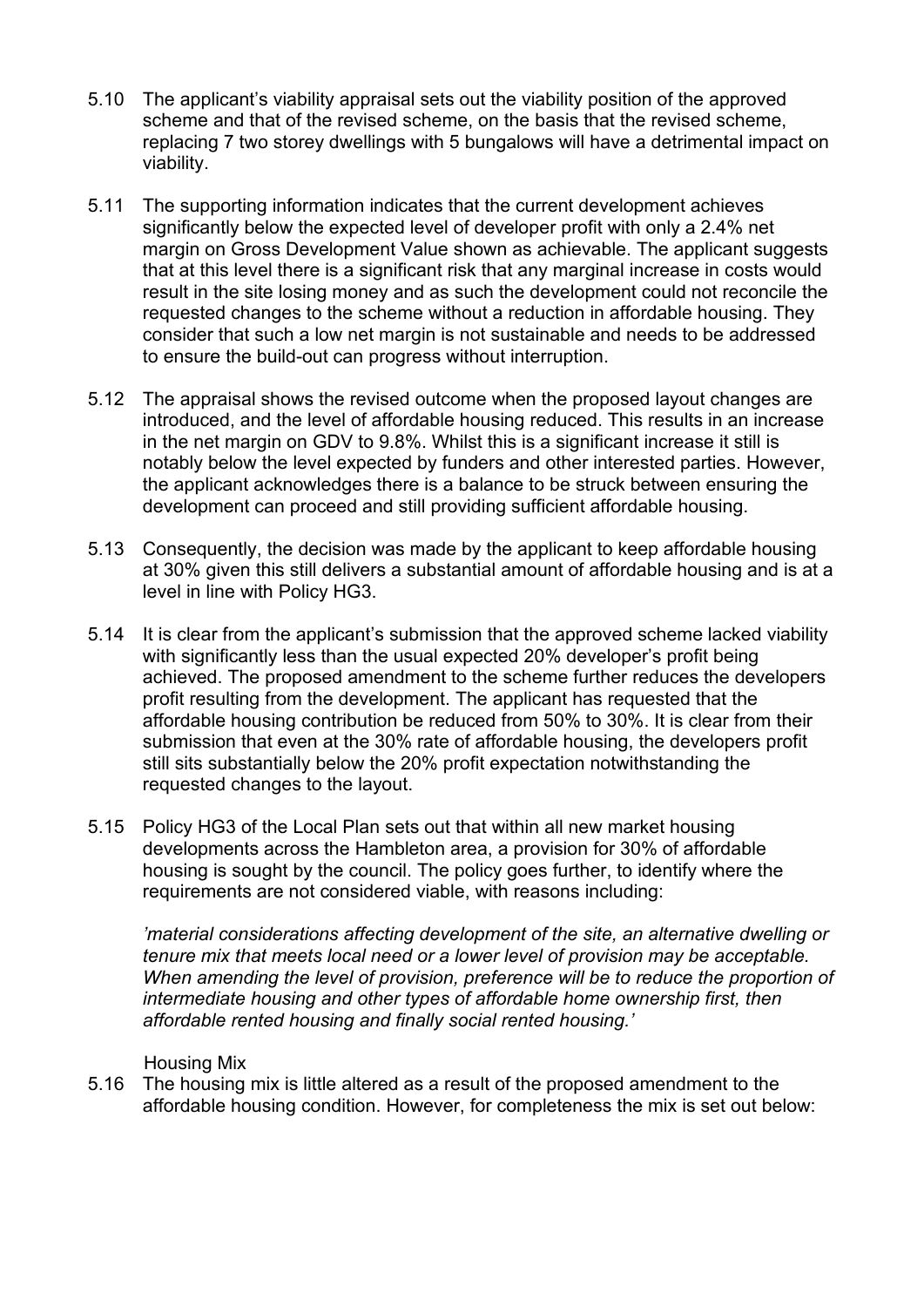5.10 The applicant's viability appraisal sets out the viability position of the approved scheme and that of the revised scheme, on the basis that the revised scheme, replacing 7 two storey dwellings with 5 bungalows will have a detrimental impact on viability.

5.11 The supporting information indicates that the current development achieves significantly below the expected level of developer profit with only a 2.4% net margin on Gross Development Value shown as achievable. The applicant suggests that at this level there is a significant risk that any marginal increase in costs would result in the site losing money and as such the development could not reconcile the requested changes to the scheme without a reduction in affordable housing. They consider that such a low net margin is not sustainable and needs to be addressed to ensure the build-out can progress without interruption.

5.12 The appraisal shows the revised outcome when the proposed layout changes are introduced, and the level of affordable housing reduced. This results in an increase in the net margin on GDV to 9.8%. Whilst this is a significant increase it still is notably below the level expected by funders and other interested parties. However, the applicant acknowledges there is a balance to be struck between ensuring the development can proceed and still providing sufficient affordable housing.

5.13 Consequently, the decision was made by the applicant to keep affordable housing at 30% given this still delivers a substantial amount of affordable housing and is at a level in line with Policy HG3.

5.14 It is clear from the applicant's submission that the approved scheme lacked viability with significantly less than the usual expected 20% developer's profit being achieved. The proposed amendment to the scheme further reduces the developers profit resulting from the development. The applicant has requested that the affordable housing contribution be reduced from 50% to 30%. It is clear from their submission that even at the 30% rate of affordable housing, the developers profit still sits substantially below the 20% profit expectation notwithstanding the requested changes to the layout.

5.15 Policy HG3 of the Local Plan sets out that within all new market housing developments across the Hambleton area, a provision for 30% of affordable housing is sought by the council. The policy goes further, to identify where the requirements are not considered viable, with reasons including:

*'material considerations affecting development of the site, an alternative dwelling or tenure mix that meets local need or a lower level of provision may be acceptable. When amending the level of provision, preference will be to reduce the proportion of intermediate housing and other types of affordable home ownership first, then affordable rented housing and finally social rented housing.'*

Housing Mix

5.16 The housing mix is little altered as a result of the proposed amendment to the affordable housing condition. However, for completeness the mix is set out below: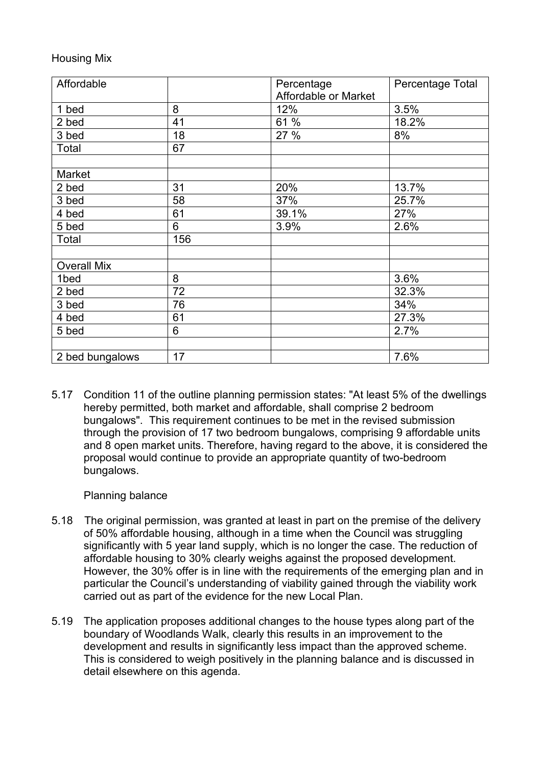Housing Mix

| Affordable | | Percentage Affordable or Market | Percentage Total |
|---|---|---|---|
| 1 bed | 8 | 12% | 3.5% |
| 2 bed | 41 | 61 % | 18.2% |
| 3 bed | 18 | 27 % | 8% |
| Total | 67 | | |
| | | | |
| Market | | | |
| 2 bed | 31 | 20% | 13.7% |
| 3 bed | 58 | 37% | 25.7% |
| 4 bed | 61 | 39.1% | 27% |
| 5 bed | 6 | 3.9% | 2.6% |
| Total | 156 | | |
| | | | |
| Overall Mix | | | |
| 1bed | 8 | | 3.6% |
| 2 bed | 72 | | 32.3% |
| 3 bed | 76 | | 34% |
| 4 bed | 61 | | 27.3% |
| 5 bed | 6 | | 2.7% |
| | | | |
| 2 bed bungalows | 17 | | 7.6% |

5.17 Condition 11 of the outline planning permission states: "At least 5% of the dwellings hereby permitted, both market and affordable, shall comprise 2 bedroom bungalows". This requirement continues to be met in the revised submission through the provision of 17 two bedroom bungalows, comprising 9 affordable units and 8 open market units. Therefore, having regard to the above, it is considered the proposal would continue to provide an appropriate quantity of two-bedroom bungalows.

Planning balance

5.18 The original permission, was granted at least in part on the premise of the delivery of 50% affordable housing, although in a time when the Council was struggling significantly with 5 year land supply, which is no longer the case. The reduction of affordable housing to 30% clearly weighs against the proposed development. However, the 30% offer is in line with the requirements of the emerging plan and in particular the Council's understanding of viability gained through the viability work carried out as part of the evidence for the new Local Plan.

5.19 The application proposes additional changes to the house types along part of the boundary of Woodlands Walk, clearly this results in an improvement to the development and results in significantly less impact than the approved scheme. This is considered to weigh positively in the planning balance and is discussed in detail elsewhere on this agenda.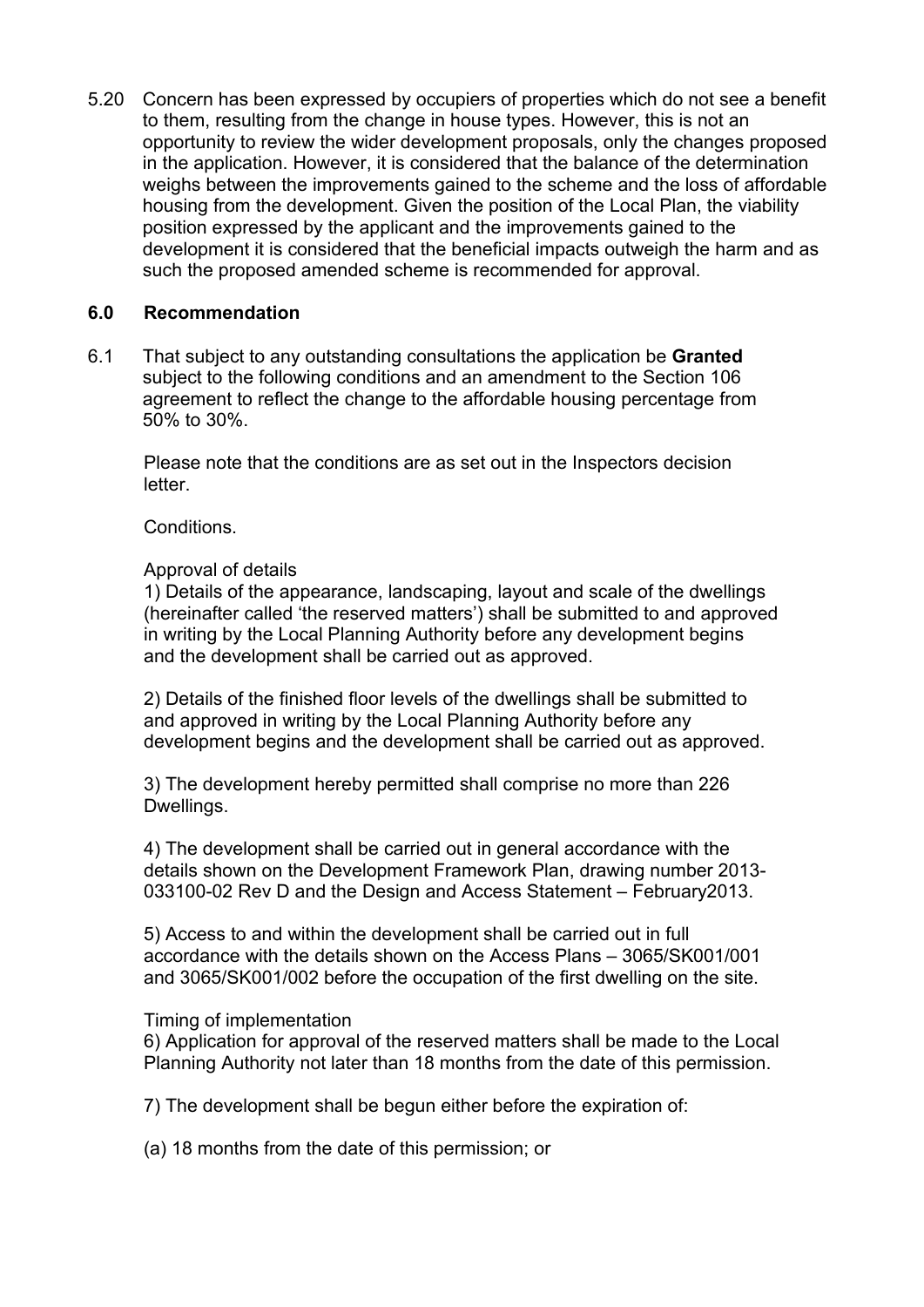5.20 Concern has been expressed by occupiers of properties which do not see a benefit to them, resulting from the change in house types. However, this is not an opportunity to review the wider development proposals, only the changes proposed in the application. However, it is considered that the balance of the determination weighs between the improvements gained to the scheme and the loss of affordable housing from the development. Given the position of the Local Plan, the viability position expressed by the applicant and the improvements gained to the development it is considered that the beneficial impacts outweigh the harm and as such the proposed amended scheme is recommended for approval.

## 6.0 Recommendation

6.1 That subject to any outstanding consultations the application be **Granted** subject to the following conditions and an amendment to the Section 106 agreement to reflect the change to the affordable housing percentage from 50% to 30%.

Please note that the conditions are as set out in the Inspectors decision letter.

Conditions.

Approval of details

1) Details of the appearance, landscaping, layout and scale of the dwellings (hereinafter called 'the reserved matters') shall be submitted to and approved in writing by the Local Planning Authority before any development begins and the development shall be carried out as approved.

2) Details of the finished floor levels of the dwellings shall be submitted to and approved in writing by the Local Planning Authority before any development begins and the development shall be carried out as approved.

3) The development hereby permitted shall comprise no more than 226 Dwellings.

4) The development shall be carried out in general accordance with the details shown on the Development Framework Plan, drawing number 2013-033100-02 Rev D and the Design and Access Statement – February2013.

5) Access to and within the development shall be carried out in full accordance with the details shown on the Access Plans – 3065/SK001/001 and 3065/SK001/002 before the occupation of the first dwelling on the site.

Timing of implementation

6) Application for approval of the reserved matters shall be made to the Local Planning Authority not later than 18 months from the date of this permission.

7) The development shall be begun either before the expiration of:

(a) 18 months from the date of this permission; or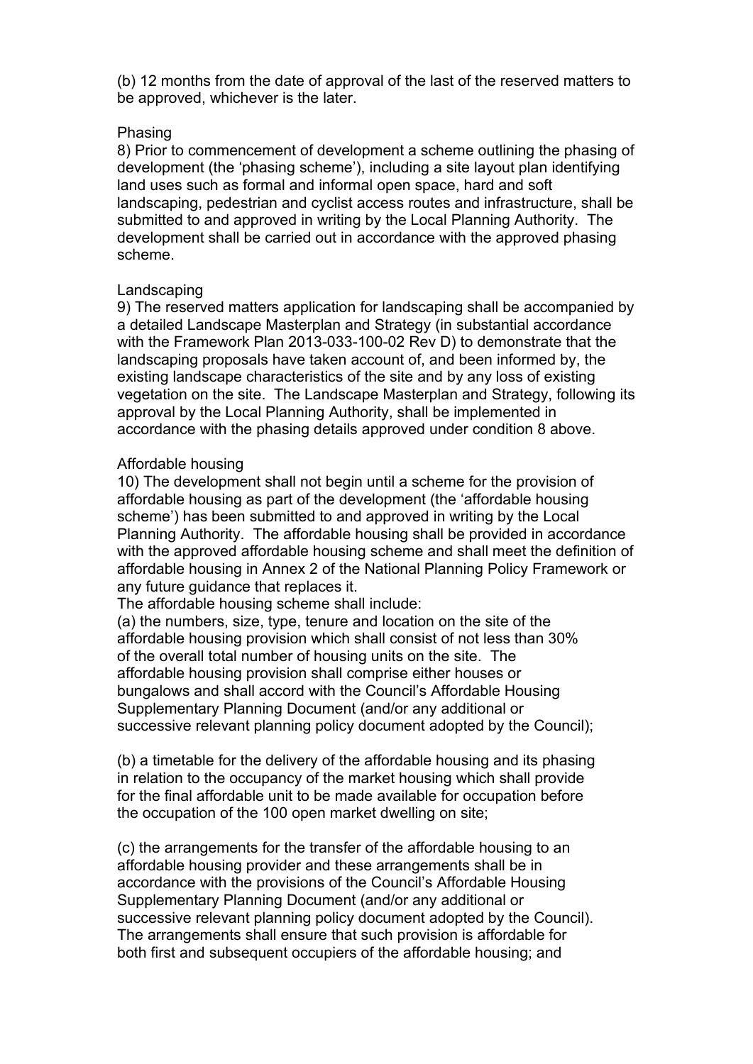(b) 12 months from the date of approval of the last of the reserved matters to be approved, whichever is the later.

Phasing

8) Prior to commencement of development a scheme outlining the phasing of development (the 'phasing scheme'), including a site layout plan identifying land uses such as formal and informal open space, hard and soft landscaping, pedestrian and cyclist access routes and infrastructure, shall be submitted to and approved in writing by the Local Planning Authority. The development shall be carried out in accordance with the approved phasing scheme.

Landscaping

9) The reserved matters application for landscaping shall be accompanied by a detailed Landscape Masterplan and Strategy (in substantial accordance with the Framework Plan 2013-033-100-02 Rev D) to demonstrate that the landscaping proposals have taken account of, and been informed by, the existing landscape characteristics of the site and by any loss of existing vegetation on the site. The Landscape Masterplan and Strategy, following its approval by the Local Planning Authority, shall be implemented in accordance with the phasing details approved under condition 8 above.

Affordable housing

10) The development shall not begin until a scheme for the provision of affordable housing as part of the development (the 'affordable housing scheme') has been submitted to and approved in writing by the Local Planning Authority. The affordable housing shall be provided in accordance with the approved affordable housing scheme and shall meet the definition of affordable housing in Annex 2 of the National Planning Policy Framework or any future guidance that replaces it.

The affordable housing scheme shall include:

(a) the numbers, size, type, tenure and location on the site of the affordable housing provision which shall consist of not less than 30% of the overall total number of housing units on the site. The affordable housing provision shall comprise either houses or bungalows and shall accord with the Council's Affordable Housing Supplementary Planning Document (and/or any additional or successive relevant planning policy document adopted by the Council);

(b) a timetable for the delivery of the affordable housing and its phasing in relation to the occupancy of the market housing which shall provide for the final affordable unit to be made available for occupation before the occupation of the 100 open market dwelling on site;

(c) the arrangements for the transfer of the affordable housing to an affordable housing provider and these arrangements shall be in accordance with the provisions of the Council's Affordable Housing Supplementary Planning Document (and/or any additional or successive relevant planning policy document adopted by the Council). The arrangements shall ensure that such provision is affordable for both first and subsequent occupiers of the affordable housing; and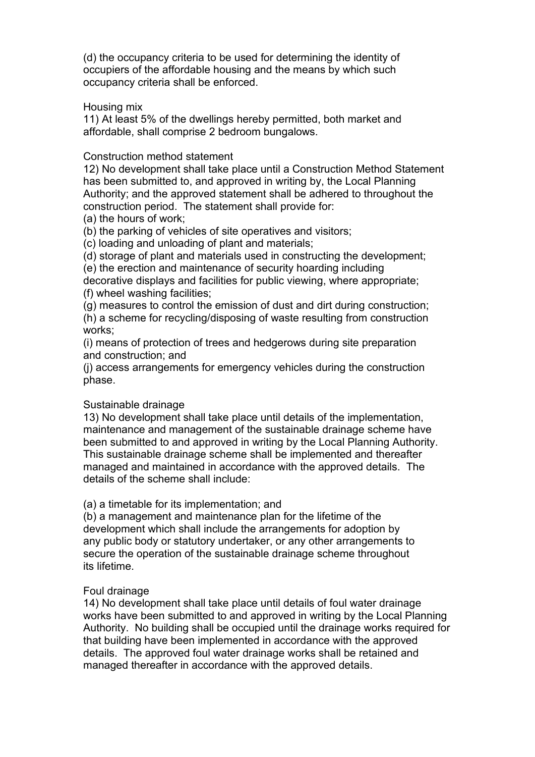(d) the occupancy criteria to be used for determining the identity of occupiers of the affordable housing and the means by which such occupancy criteria shall be enforced.

Housing mix

11) At least 5% of the dwellings hereby permitted, both market and affordable, shall comprise 2 bedroom bungalows.

Construction method statement

12) No development shall take place until a Construction Method Statement has been submitted to, and approved in writing by, the Local Planning Authority; and the approved statement shall be adhered to throughout the construction period. The statement shall provide for:

(a) the hours of work;

(b) the parking of vehicles of site operatives and visitors;

(c) loading and unloading of plant and materials;

(d) storage of plant and materials used in constructing the development;

(e) the erection and maintenance of security hoarding including decorative displays and facilities for public viewing, where appropriate;

(f) wheel washing facilities;

(g) measures to control the emission of dust and dirt during construction;

(h) a scheme for recycling/disposing of waste resulting from construction works;

(i) means of protection of trees and hedgerows during site preparation and construction; and

(j) access arrangements for emergency vehicles during the construction phase.

Sustainable drainage

13) No development shall take place until details of the implementation, maintenance and management of the sustainable drainage scheme have been submitted to and approved in writing by the Local Planning Authority. This sustainable drainage scheme shall be implemented and thereafter managed and maintained in accordance with the approved details. The details of the scheme shall include:

(a) a timetable for its implementation; and

(b) a management and maintenance plan for the lifetime of the development which shall include the arrangements for adoption by any public body or statutory undertaker, or any other arrangements to secure the operation of the sustainable drainage scheme throughout its lifetime.

Foul drainage

14) No development shall take place until details of foul water drainage works have been submitted to and approved in writing by the Local Planning Authority. No building shall be occupied until the drainage works required for that building have been implemented in accordance with the approved details. The approved foul water drainage works shall be retained and managed thereafter in accordance with the approved details.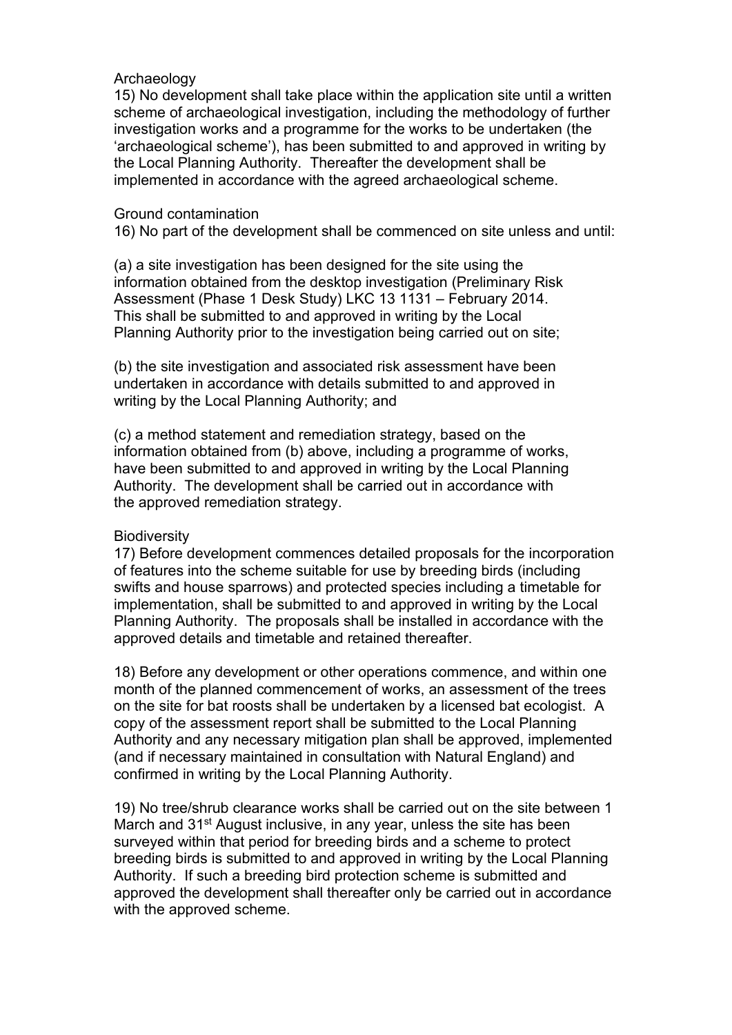Archaeology

15) No development shall take place within the application site until a written scheme of archaeological investigation, including the methodology of further investigation works and a programme for the works to be undertaken (the 'archaeological scheme'), has been submitted to and approved in writing by the Local Planning Authority. Thereafter the development shall be implemented in accordance with the agreed archaeological scheme.

Ground contamination

16) No part of the development shall be commenced on site unless and until:

(a) a site investigation has been designed for the site using the information obtained from the desktop investigation (Preliminary Risk Assessment (Phase 1 Desk Study) LKC 13 1131 – February 2014. This shall be submitted to and approved in writing by the Local Planning Authority prior to the investigation being carried out on site;

(b) the site investigation and associated risk assessment have been undertaken in accordance with details submitted to and approved in writing by the Local Planning Authority; and

(c) a method statement and remediation strategy, based on the information obtained from (b) above, including a programme of works, have been submitted to and approved in writing by the Local Planning Authority. The development shall be carried out in accordance with the approved remediation strategy.

Biodiversity

17) Before development commences detailed proposals for the incorporation of features into the scheme suitable for use by breeding birds (including swifts and house sparrows) and protected species including a timetable for implementation, shall be submitted to and approved in writing by the Local Planning Authority. The proposals shall be installed in accordance with the approved details and timetable and retained thereafter.

18) Before any development or other operations commence, and within one month of the planned commencement of works, an assessment of the trees on the site for bat roosts shall be undertaken by a licensed bat ecologist. A copy of the assessment report shall be submitted to the Local Planning Authority and any necessary mitigation plan shall be approved, implemented (and if necessary maintained in consultation with Natural England) and confirmed in writing by the Local Planning Authority.

19) No tree/shrub clearance works shall be carried out on the site between 1 March and 31st August inclusive, in any year, unless the site has been surveyed within that period for breeding birds and a scheme to protect breeding birds is submitted to and approved in writing by the Local Planning Authority. If such a breeding bird protection scheme is submitted and approved the development shall thereafter only be carried out in accordance with the approved scheme.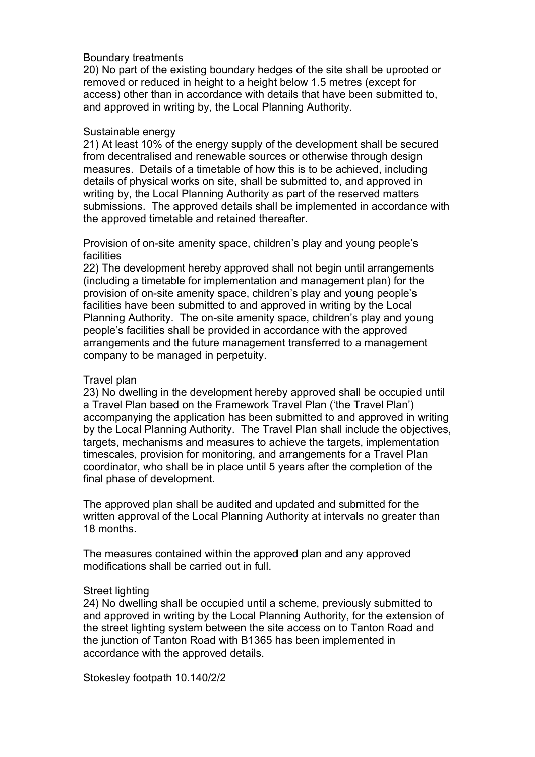Boundary treatments

20) No part of the existing boundary hedges of the site shall be uprooted or removed or reduced in height to a height below 1.5 metres (except for access) other than in accordance with details that have been submitted to, and approved in writing by, the Local Planning Authority.

Sustainable energy

21) At least 10% of the energy supply of the development shall be secured from decentralised and renewable sources or otherwise through design measures. Details of a timetable of how this is to be achieved, including details of physical works on site, shall be submitted to, and approved in writing by, the Local Planning Authority as part of the reserved matters submissions. The approved details shall be implemented in accordance with the approved timetable and retained thereafter.

Provision of on-site amenity space, children's play and young people's facilities

22) The development hereby approved shall not begin until arrangements (including a timetable for implementation and management plan) for the provision of on-site amenity space, children's play and young people's facilities have been submitted to and approved in writing by the Local Planning Authority. The on-site amenity space, children's play and young people's facilities shall be provided in accordance with the approved arrangements and the future management transferred to a management company to be managed in perpetuity.

Travel plan

23) No dwelling in the development hereby approved shall be occupied until a Travel Plan based on the Framework Travel Plan ('the Travel Plan') accompanying the application has been submitted to and approved in writing by the Local Planning Authority. The Travel Plan shall include the objectives, targets, mechanisms and measures to achieve the targets, implementation timescales, provision for monitoring, and arrangements for a Travel Plan coordinator, who shall be in place until 5 years after the completion of the final phase of development.

The approved plan shall be audited and updated and submitted for the written approval of the Local Planning Authority at intervals no greater than 18 months.

The measures contained within the approved plan and any approved modifications shall be carried out in full.

Street lighting

24) No dwelling shall be occupied until a scheme, previously submitted to and approved in writing by the Local Planning Authority, for the extension of the street lighting system between the site access on to Tanton Road and the junction of Tanton Road with B1365 has been implemented in accordance with the approved details.

Stokesley footpath 10.140/2/2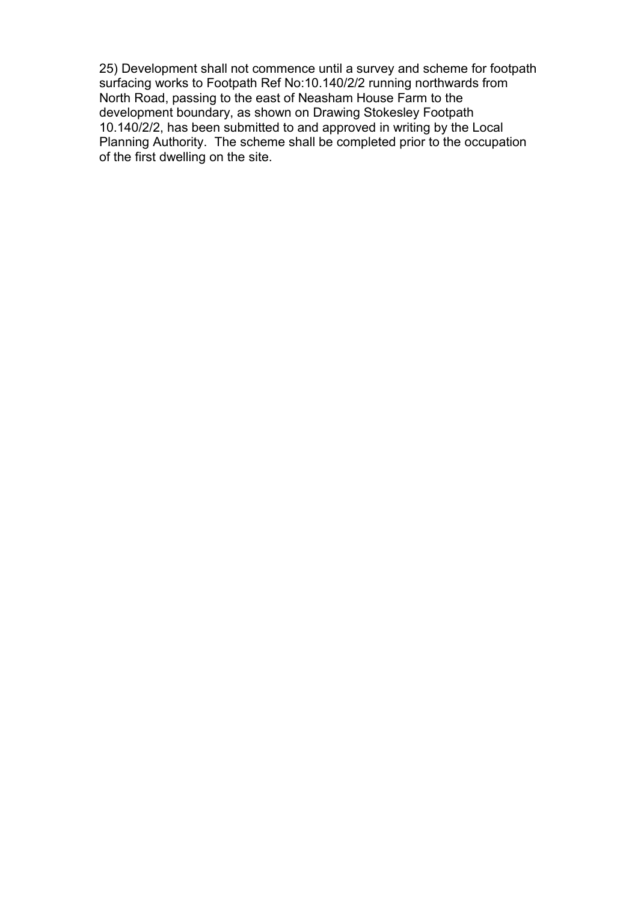25) Development shall not commence until a survey and scheme for footpath surfacing works to Footpath Ref No:10.140/2/2 running northwards from North Road, passing to the east of Neasham House Farm to the development boundary, as shown on Drawing Stokesley Footpath 10.140/2/2, has been submitted to and approved in writing by the Local Planning Authority. The scheme shall be completed prior to the occupation of the first dwelling on the site.